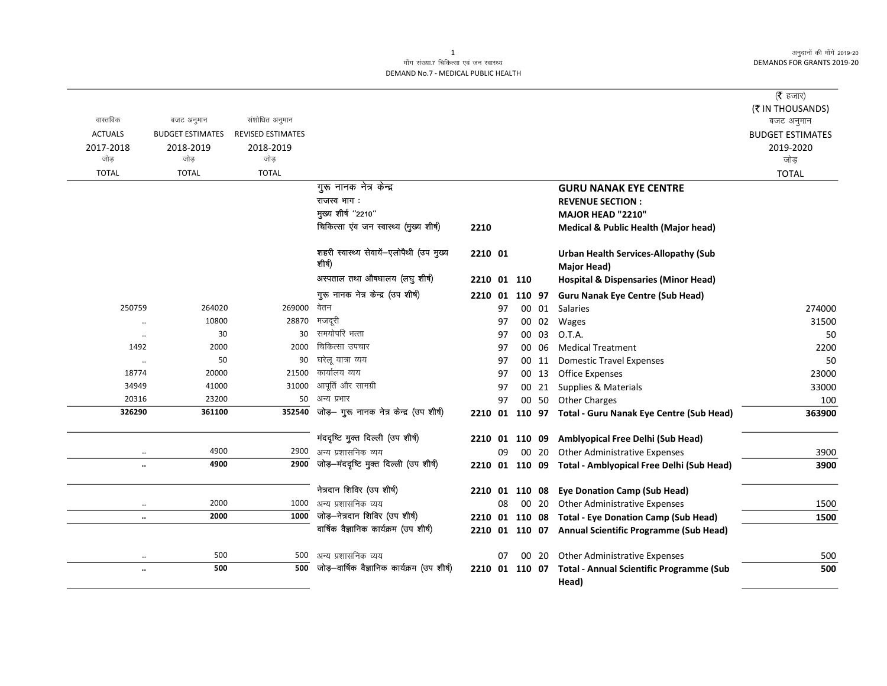माँग संख्या.7 चिकित्सा एवं जन स्वास्थ्य
DEMAND No.7 - MEDICAL PUBLIC HEALTH

अनुदानों की माँगें 2019-20
DEMANDS FOR GRANTS 2019-20

(₹ हजार)
(₹ IN THOUSANDS)

| वास्तविक ACTUALS 2017-2018 जोड़ TOTAL | बजट अनुमान BUDGET ESTIMATES 2018-2019 जोड़ TOTAL | संशोधित अनुमान REVISED ESTIMATES 2018-2019 जोड़ TOTAL | | | | | | | बजट अनुमान BUDGET ESTIMATES 2019-2020 जोड़ TOTAL |
|---|---|---|---|---|---|---|---|---|---|
| | | | गुरू नानक नेत्र केन्द्र | | | | | **GURU NANAK EYE CENTRE** | |
| | | | राजस्व भाग : | | | | | **REVENUE SECTION :** | |
| | | | मुख्य शीर्ष ''2210'' | | | | | **MAJOR HEAD "2210"** | |
| | | | चिकित्सा एंव जन स्वास्थ्य (मुख्य शीर्ष) | 2210 | | | | **Medical & Public Health (Major head)** | |
| | | | शहरी स्वास्थ्य सेवायें–एलोपैथी (उप मुख्य शीर्ष) | 2210 01 | | | | **Urban Health Services-Allopathy (Sub Major Head)** | |
| | | | अस्पताल तथा औषधालय (लघु शीर्ष) | 2210 01 110 | | | | **Hospital & Dispensaries (Minor Head)** | |
| | | | गुरू नानक नेत्र केन्द्र (उप शीर्ष) | 2210 01 110 97 | | | | **Guru Nanak Eye Centre (Sub Head)** | |
| 250759 | 264020 | 269000 | वेतन | 97 | 00 | 01 | | Salaries | 274000 |
| .. | 10800 | 28870 | मजदूरी | 97 | 00 | 02 | | Wages | 31500 |
| .. | 30 | 30 | समयोपरि भत्ता | 97 | 00 | 03 | | O.T.A. | 50 |
| 1492 | 2000 | 2000 | चिकित्सा उपचार | 97 | 00 | 06 | | Medical Treatment | 2200 |
| .. | 50 | 90 | घरेलू यात्रा व्यय | 97 | 00 | 11 | | Domestic Travel Expenses | 50 |
| 18774 | 20000 | 21500 | कार्यालय व्यय | 97 | 00 | 13 | | Office Expenses | 23000 |
| 34949 | 41000 | 31000 | आपूर्ति और सामग्री | 97 | 00 | 21 | | Supplies & Materials | 33000 |
| 20316 | 23200 | 50 | अन्य प्रभार | 97 | 00 | 50 | | Other Charges | 100 |
| **326290** | **361100** | **352540** | जोड़– गुरू नानक नेत्र केन्द्र (उप शीर्ष) | 2210 01 110 97 | | | | **Total - Guru Nanak Eye Centre (Sub Head)** | **363900** |
| | | | मंददृष्टि मुक्त दिल्ली (उप शीर्ष) | 2210 01 110 09 | | | | **Amblyopical Free Delhi (Sub Head)** | |
| .. | 4900 | 2900 | अन्य प्रशासनिक व्यय | 09 | 00 | 20 | | Other Administrative Expenses | 3900 |
| **..** | **4900** | **2900** | जोड़–मंददृष्टि मुक्त दिल्ली (उप शीर्ष) | 2210 01 110 09 | | | | **Total - Amblyopical Free Delhi (Sub Head)** | **3900** |
| | | | नेत्रदान शिविर (उप शीर्ष) | 2210 01 110 08 | | | | **Eye Donation Camp (Sub Head)** | |
| .. | 2000 | 1000 | अन्य प्रशासनिक व्यय | 08 | 00 | 20 | | Other Administrative Expenses | 1500 |
| **..** | **2000** | **1000** | जोड़–नेत्रदान शिविर (उप शीर्ष) | 2210 01 110 08 | | | | **Total - Eye Donation Camp (Sub Head)** | **1500** |
| | | | वार्षिक वैज्ञानिक कार्यक्रम (उप शीर्ष) | 2210 01 110 07 | | | | **Annual Scientific Programme (Sub Head)** | |
| .. | 500 | 500 | अन्य प्रशासनिक व्यय | 07 | 00 | 20 | | Other Administrative Expenses | 500 |
| **..** | **500** | **500** | जोड़–वार्षिक वैज्ञानिक कार्यक्रम (उप शीर्ष) | 2210 01 110 07 | | | | **Total - Annual Scientific Programme (Sub Head)** | **500** |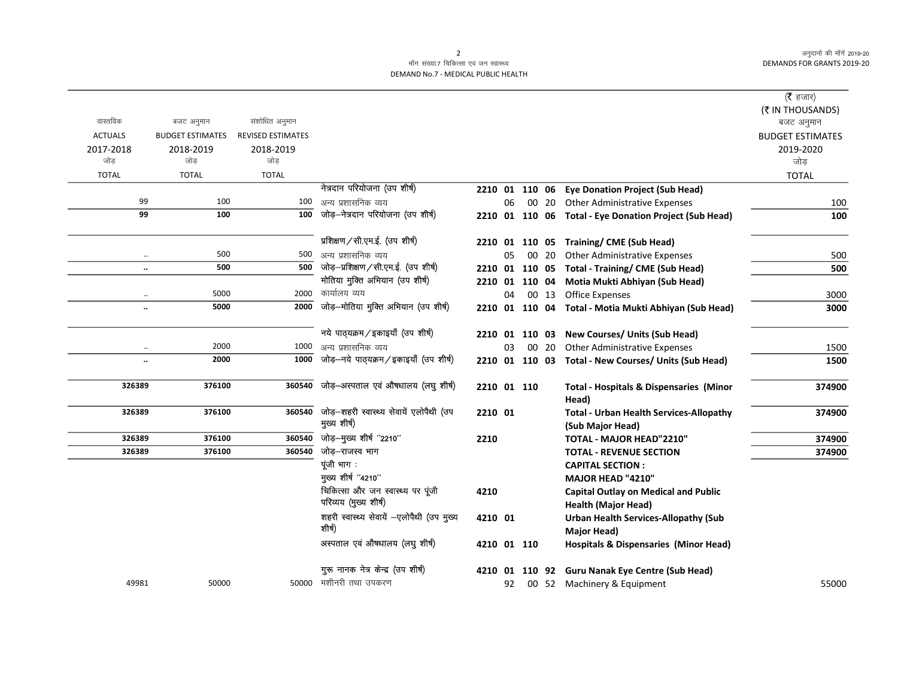| वास्तविक ACTUALS 2017-2018 जोड़ TOTAL | बजट अनुमान BUDGET ESTIMATES 2018-2019 जोड़ TOTAL | संशोधित अनुमान REVISED ESTIMATES 2018-2019 जोड़ TOTAL | | | | (₹ हजार) (₹ IN THOUSANDS) बजट अनुमान BUDGET ESTIMATES 2019-2020 जोड़ TOTAL |
|---|---|---|---|---|---|---|
| | | | नेत्रदान परियोजना (उप शीर्ष) | 2210 01 110 06 | **Eye Donation Project (Sub Head)** | |
| 99 | 100 | 100 | अन्य प्रशासनिक व्यय | 06 00 20 | Other Administrative Expenses | 100 |
| **99** | **100** | **100** | जोड़–नेत्रदान परियोजना (उप शीर्ष) | 2210 01 110 06 | **Total - Eye Donation Project (Sub Head)** | **100** |
| | | | प्रशिक्षण/सी.एम.ई. (उप शीर्ष) | 2210 01 110 05 | **Training/ CME (Sub Head)** | |
| .. | 500 | 500 | अन्य प्रशासनिक व्यय | 05 00 20 | Other Administrative Expenses | 500 |
| **..** | **500** | **500** | जोड़–प्रशिक्षण/सी.एम.ई. (उप शीर्ष) | 2210 01 110 05 | **Total - Training/ CME (Sub Head)** | **500** |
| | | | मोतिया मुक्ति अभियान (उप शीर्ष) | 2210 01 110 04 | **Motia Mukti Abhiyan (Sub Head)** | |
| .. | 5000 | 2000 | कार्यालय व्यय | 04 00 13 | Office Expenses | 3000 |
| **..** | **5000** | **2000** | जोड़–मोतिया मुक्ति अभियान (उप शीर्ष) | 2210 01 110 04 | **Total - Motia Mukti Abhiyan (Sub Head)** | **3000** |
| | | | नये पाठ्यक्रम/इकाइयाँ (उप शीर्ष) | 2210 01 110 03 | **New Courses/ Units (Sub Head)** | |
| .. | 2000 | 1000 | अन्य प्रशासनिक व्यय | 03 00 20 | Other Administrative Expenses | 1500 |
| **..** | **2000** | **1000** | जोड़–नये पाठ्यक्रम/इकाइयाँ (उप शीर्ष) | 2210 01 110 03 | **Total - New Courses/ Units (Sub Head)** | **1500** |
| **326389** | **376100** | **360540** | जोड़–अस्पताल एवं औषधालय (लघु शीर्ष) | 2210 01 110 | **Total - Hospitals & Dispensaries (Minor Head)** | **374900** |
| **326389** | **376100** | **360540** | जोड़–शहरी स्वास्थ्य सेवायें एलोपैथी (उप मुख्य शीर्ष) | 2210 01 | **Total - Urban Health Services-Allopathy (Sub Major Head)** | **374900** |
| **326389** | **376100** | **360540** | जोड़–मुख्य शीर्ष "2210" | 2210 | **TOTAL - MAJOR HEAD"2210"** | **374900** |
| **326389** | **376100** | **360540** | जोड़–राजस्व भाग | | **TOTAL - REVENUE SECTION** | **374900** |
| | | | पूंजी भाग : | | **CAPITAL SECTION :** | |
| | | | मुख्य शीर्ष "4210" | | **MAJOR HEAD "4210"** | |
| | | | चिकित्सा और जन स्वास्थ्य पर पूंजी परिव्यय (मुख्य शीर्ष) | 4210 | **Capital Outlay on Medical and Public Health (Major Head)** | |
| | | | शहरी स्वास्थ्य सेवायें –एलोपैथी (उप मुख्य शीर्ष) | 4210 01 | **Urban Health Services-Allopathy (Sub Major Head)** | |
| | | | अस्पताल एवं औषधालय (लघु शीर्ष) | 4210 01 110 | **Hospitals & Dispensaries (Minor Head)** | |
| | | | गुरू नानक नेत्र केन्द्र (उप शीर्ष) | 4210 01 110 92 | **Guru Nanak Eye Centre (Sub Head)** | |
| 49981 | 50000 | 50000 | मशीनरी तथा उपकरण | 92 00 52 | Machinery & Equipment | 55000 |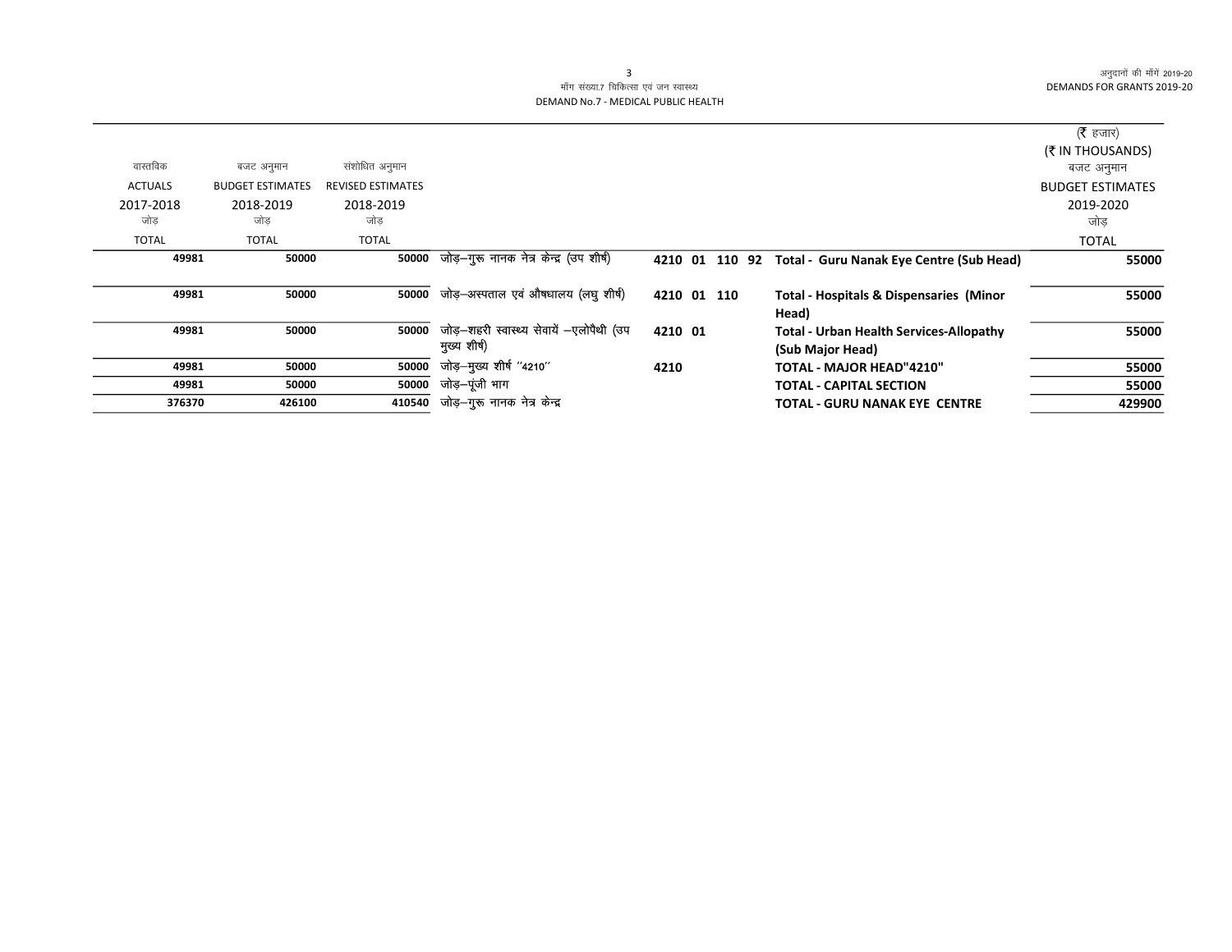मॉंग संख्या.7 चिकित्सा एवं जन स्वास्थ्य
DEMAND No.7 - MEDICAL PUBLIC HEALTH

| वास्तविक ACTUALS 2017-2018 जोड़ TOTAL | बजट अनुमान BUDGET ESTIMATES 2018-2019 जोड़ TOTAL | संशोधित अनुमान REVISED ESTIMATES 2018-2019 जोड़ TOTAL | | | | (₹ हजार) (₹ IN THOUSANDS) बजट अनुमान BUDGET ESTIMATES 2019-2020 जोड़ TOTAL |
|---|---|---|---|---|---|---|
| 49981 | 50000 | 50000 | जोड़–गुरू नानक नेत्र केन्द्र (उप शीर्ष) | 4210 01 110 92 | **Total - Guru Nanak Eye Centre (Sub Head)** | **55000** |
| 49981 | 50000 | 50000 | जोड़–अस्पताल एवं औषधालय (लघु शीर्ष) | 4210 01 110 | **Total - Hospitals & Dispensaries (Minor Head)** | **55000** |
| 49981 | 50000 | 50000 | जोड़–शहरी स्वास्थ्य सेवायें –एलोपैथी (उप मुख्य शीर्ष) | 4210 01 | **Total - Urban Health Services-Allopathy (Sub Major Head)** | **55000** |
| 49981 | 50000 | 50000 | जोड़–मुख्य शीर्ष "4210" | 4210 | **TOTAL - MAJOR HEAD"4210"** | **55000** |
| 49981 | 50000 | 50000 | जोड़–पूंजी भाग | | **TOTAL - CAPITAL SECTION** | **55000** |
| 376370 | 426100 | 410540 | जोड़–गुरू नानक नेत्र केन्द्र | | **TOTAL - GURU NANAK EYE CENTRE** | **429900** |